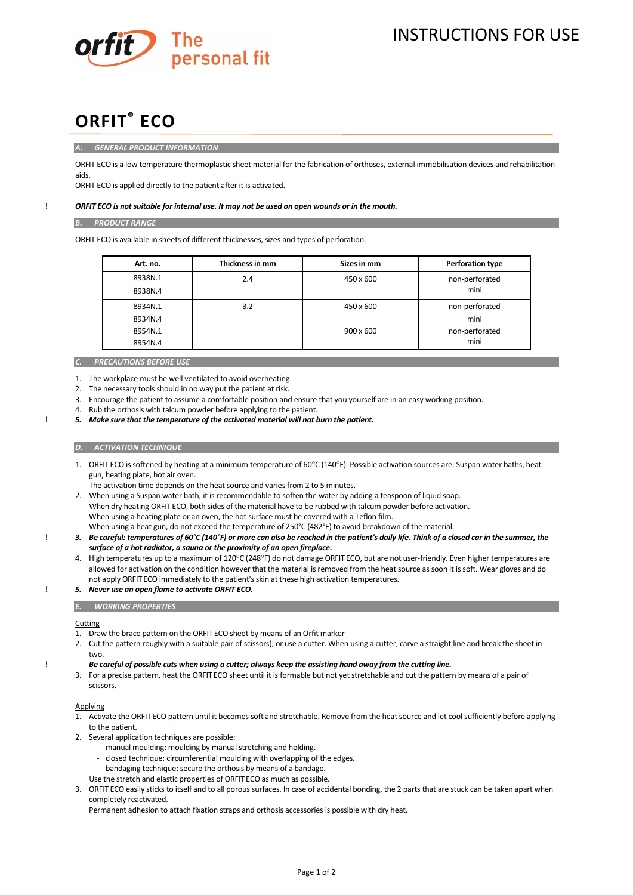INSTRUCTIONS FOR USE

# ORFIT® ECO

## A. GENERAL PRODUCT INFORMATION

ORFIT ECO is a low temperature thermoplastic sheet material for the fabrication of orthoses, external immobilisation devices and rehabilitation aids.
ORFIT ECO is applied directly to the patient after it is activated.

! ***ORFIT ECO is not suitable for internal use. It may not be used on open wounds or in the mouth.***

## B. PRODUCT RANGE

ORFIT ECO is available in sheets of different thicknesses, sizes and types of perforation.

| Art. no. | Thickness in mm | Sizes in mm | Perforation type |
|---|---|---|---|
| 8938N.1 | 2.4 | 450 x 600 | non-perforated |
| 8938N.4 | | | mini |
| 8934N.1 | 3.2 | 450 x 600 | non-perforated |
| 8934N.4 | | | mini |
| 8954N.1 | | 900 x 600 | non-perforated |
| 8954N.4 | | | mini |

## C. PRECAUTIONS BEFORE USE

1. The workplace must be well ventilated to avoid overheating.
2. The necessary tools should in no way put the patient at risk.
3. Encourage the patient to assume a comfortable position and ensure that you yourself are in an easy working position.
4. Rub the orthosis with talcum powder before applying to the patient.
5. ! ***Make sure that the temperature of the activated material will not burn the patient.***

## D. ACTIVATION TECHNIQUE

1. ORFIT ECO is softened by heating at a minimum temperature of 60°C (140°F). Possible activation sources are: Suspan water baths, heat gun, heating plate, hot air oven.
   The activation time depends on the heat source and varies from 2 to 5 minutes.
2. When using a Suspan water bath, it is recommendable to soften the water by adding a teaspoon of liquid soap.
   When dry heating ORFIT ECO, both sides of the material have to be rubbed with talcum powder before activation.
   When using a heating plate or an oven, the hot surface must be covered with a Teflon film.
   When using a heat gun, do not exceed the temperature of 250°C (482°F) to avoid breakdown of the material.
3. ! ***Be careful: temperatures of 60°C (140°F) or more can also be reached in the patient's daily life. Think of a closed car in the summer, the surface of a hot radiator, a sauna or the proximity of an open fireplace.***
4. High temperatures up to a maximum of 120°C (248°F) do not damage ORFIT ECO, but are not user-friendly. Even higher temperatures are allowed for activation on the condition however that the material is removed from the heat source as soon it is soft. Wear gloves and do not apply ORFIT ECO immediately to the patient's skin at these high activation temperatures.
5. ! ***Never use an open flame to activate ORFIT ECO.***

## E. WORKING PROPERTIES

Cutting

1. Draw the brace pattern on the ORFIT ECO sheet by means of an Orfit marker
2. Cut the pattern roughly with a suitable pair of scissors), or use a cutter. When using a cutter, carve a straight line and break the sheet in two.
   ! ***Be careful of possible cuts when using a cutter; always keep the assisting hand away from the cutting line.***
3. For a precise pattern, heat the ORFIT ECO sheet until it is formable but not yet stretchable and cut the pattern by means of a pair of scissors.

Applying

1. Activate the ORFIT ECO pattern until it becomes soft and stretchable. Remove from the heat source and let cool sufficiently before applying to the patient.
2. Several application techniques are possible:
   - manual moulding: moulding by manual stretching and holding.
   - closed technique: circumferential moulding with overlapping of the edges.
   - bandaging technique: secure the orthosis by means of a bandage.

   Use the stretch and elastic properties of ORFIT ECO as much as possible.
3. ORFIT ECO easily sticks to itself and to all porous surfaces. In case of accidental bonding, the 2 parts that are stuck can be taken apart when completely reactivated.
   Permanent adhesion to attach fixation straps and orthosis accessories is possible with dry heat.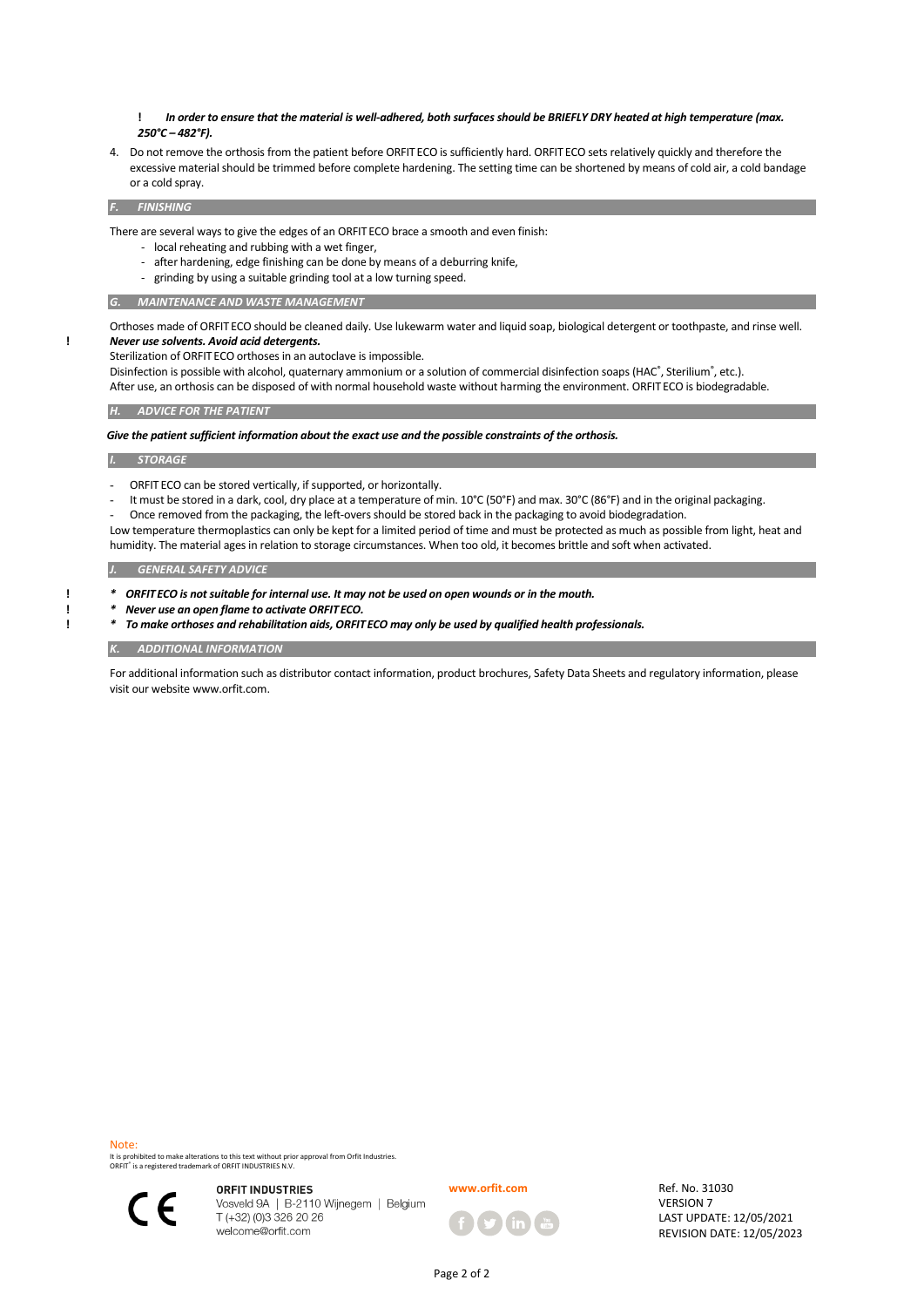! ***In order to ensure that the material is well-adhered, both surfaces should be BRIEFLY DRY heated at high temperature (max. 250°C – 482°F).***

4. Do not remove the orthosis from the patient before ORFIT ECO is sufficiently hard. ORFIT ECO sets relatively quickly and therefore the excessive material should be trimmed before complete hardening. The setting time can be shortened by means of cold air, a cold bandage or a cold spray.

## *F. FINISHING*

There are several ways to give the edges of an ORFIT ECO brace a smooth and even finish:

- local reheating and rubbing with a wet finger,
- after hardening, edge finishing can be done by means of a deburring knife,
- grinding by using a suitable grinding tool at a low turning speed.

## *G. MAINTENANCE AND WASTE MANAGEMENT*

Orthoses made of ORFIT ECO should be cleaned daily. Use lukewarm water and liquid soap, biological detergent or toothpaste, and rinse well.

! ***Never use solvents. Avoid acid detergents.***

Sterilization of ORFIT ECO orthoses in an autoclave is impossible.

Disinfection is possible with alcohol, quaternary ammonium or a solution of commercial disinfection soaps (HAC®, Sterilium®, etc.).

After use, an orthosis can be disposed of with normal household waste without harming the environment. ORFIT ECO is biodegradable.

## *H. ADVICE FOR THE PATIENT*

***Give the patient sufficient information about the exact use and the possible constraints of the orthosis.***

## *I. STORAGE*

- ORFIT ECO can be stored vertically, if supported, or horizontally.
- It must be stored in a dark, cool, dry place at a temperature of min. 10°C (50°F) and max. 30°C (86°F) and in the original packaging.
- Once removed from the packaging, the left-overs should be stored back in the packaging to avoid biodegradation.

Low temperature thermoplastics can only be kept for a limited period of time and must be protected as much as possible from light, heat and humidity. The material ages in relation to storage circumstances. When too old, it becomes brittle and soft when activated.

## *J. GENERAL SAFETY ADVICE*

! ***\* ORFIT ECO is not suitable for internal use. It may not be used on open wounds or in the mouth.***

! ***\* Never use an open flame to activate ORFIT ECO.***

! ***\* To make orthoses and rehabilitation aids, ORFIT ECO may only be used by qualified health professionals.***

## *K. ADDITIONAL INFORMATION*

For additional information such as distributor contact information, product brochures, Safety Data Sheets and regulatory information, please visit our website www.orfit.com.

Note:
It is prohibited to make alterations to this text without prior approval from Orfit Industries.
ORFIT® is a registered trademark of ORFIT INDUSTRIES N.V.

CE

**ORFIT INDUSTRIES**
Vosveld 9A | B-2110 Wijnegem | Belgium
T (+32) (0)3 326 20 26
welcome@orfit.com

**www.orfit.com**

Ref. No. 31030
VERSION 7
LAST UPDATE: 12/05/2021
REVISION DATE: 12/05/2023